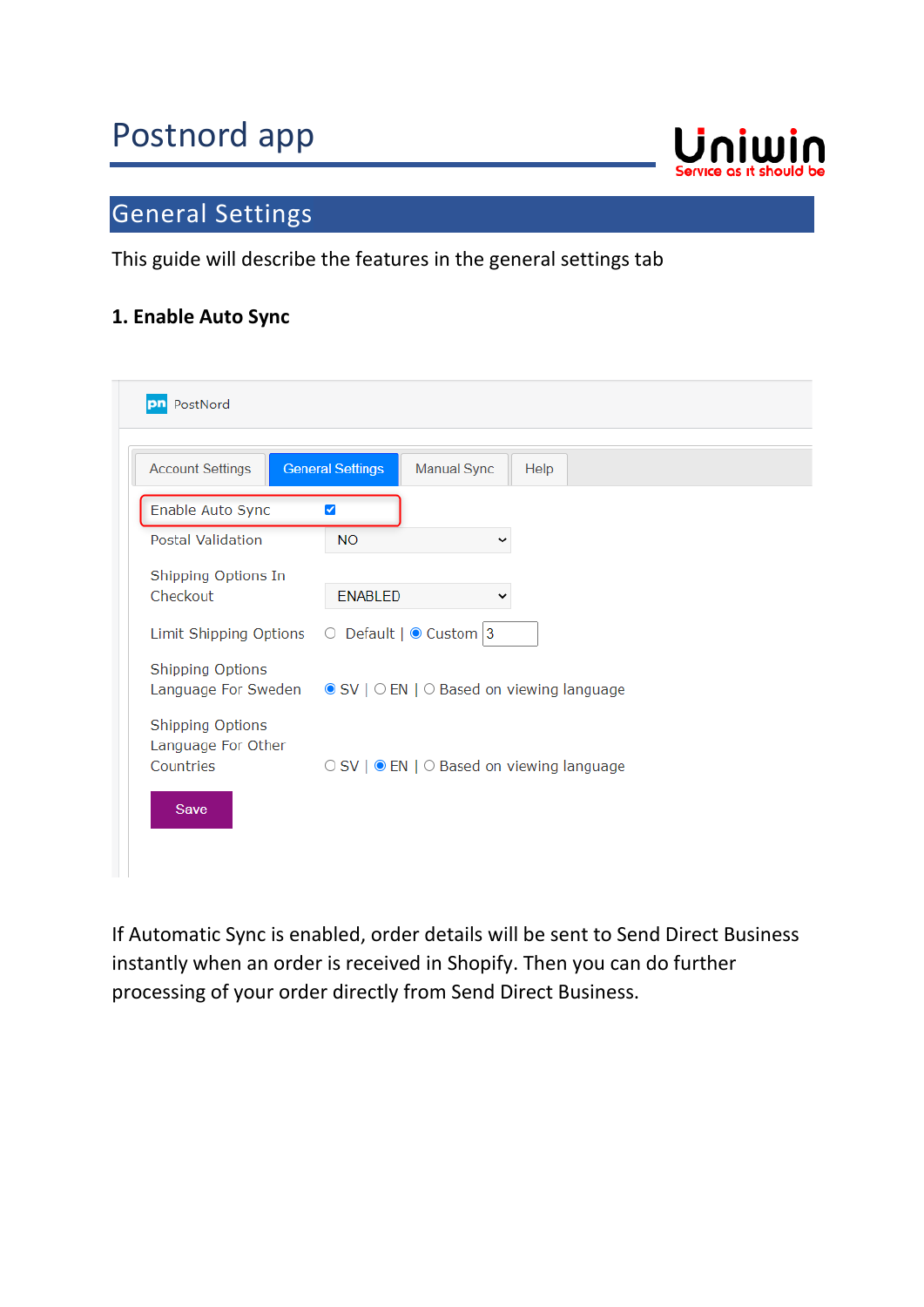# Postnord app

## General Settings

This guide will describe the features in the general settings tab

### 1. Enable Auto Sync

If Automatic Sync is enabled, order details will be sent to Send Direct Business instantly when an order is received in Shopify. Then you can do further processing of your order directly from Send Direct Business.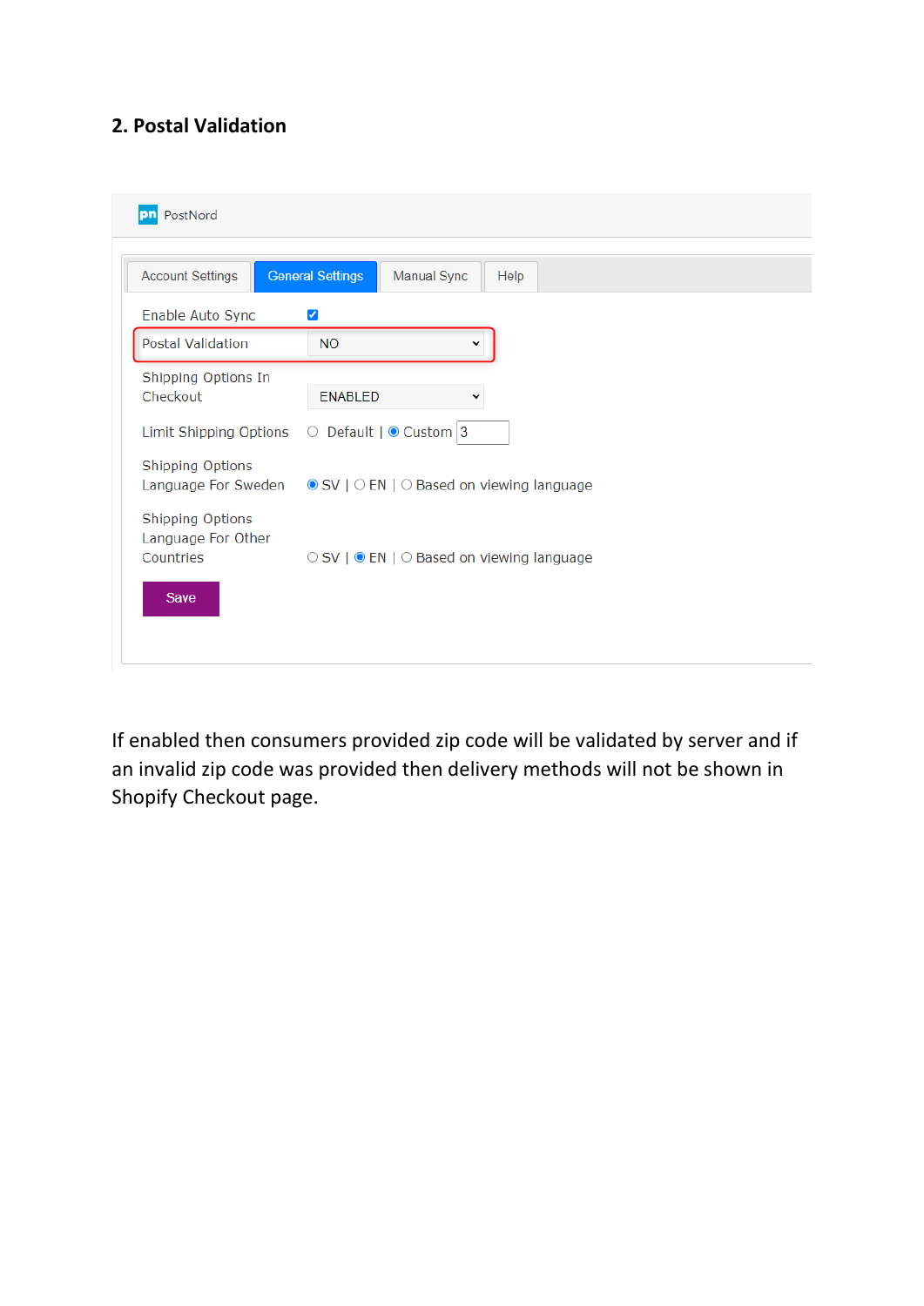## 2. Postal Validation

PostNord

Account Settings | General Settings | Manual Sync | Help

Enable Auto Sync ☑

Postal Validation: NO

Shipping Options In Checkout: ENABLED

Limit Shipping Options: ○ Default | ◉ Custom 3

Shipping Options Language For Sweden: ◉ SV | ○ EN | ○ Based on viewing language

Shipping Options Language For Other Countries: ○ SV | ◉ EN | ○ Based on viewing language

Save

If enabled then consumers provided zip code will be validated by server and if an invalid zip code was provided then delivery methods will not be shown in Shopify Checkout page.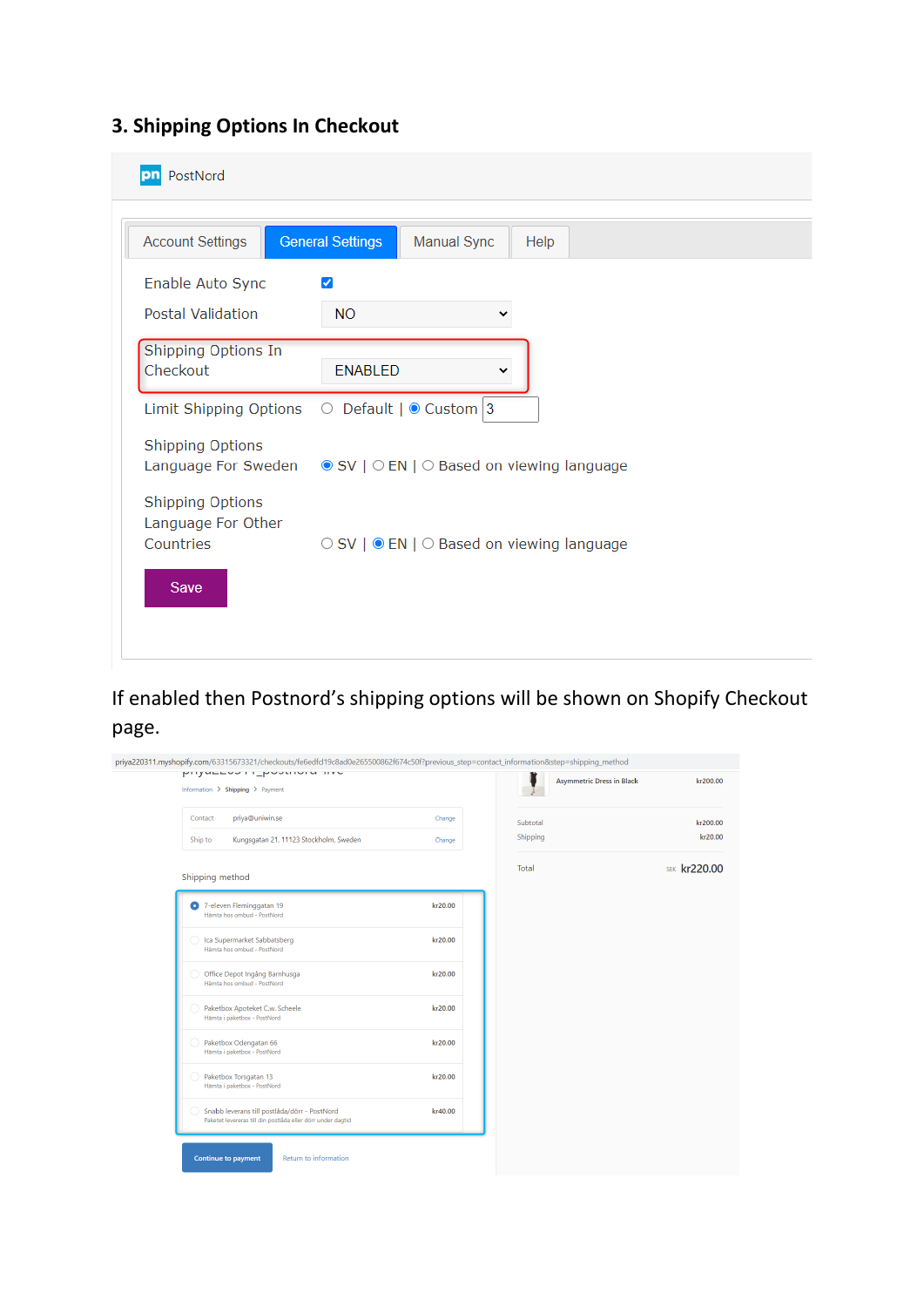### 3. Shipping Options In Checkout

PostNord

Account Settings | General Settings | Manual Sync | Help

Enable Auto Sync ☑

Postal Validation: NO

Shipping Options In Checkout: ENABLED

Limit Shipping Options: ○ Default | ◉ Custom 3

Shipping Options Language For Sweden: ◉ SV | ○ EN | ○ Based on viewing language

Shipping Options Language For Other Countries: ○ SV | ◉ EN | ○ Based on viewing language

Save

If enabled then Postnord's shipping options will be shown on Shopify Checkout page.

priya220311.myshopify.com/63315673321/checkouts/fe6edfd19c8ad0e265500862f674c50f?previous_step=contact_information&step=shipping_method

Information > Shipping > Payment

| | | |
|---|---|---|
| Contact | priya@uniwin.se | Change |
| Ship to | Kungsgatan 21, 11123 Stockholm, Sweden | Change |

Shipping method

| | |
|---|---|
| ◉ 7-eleven Fleminggatan 19 – Hämta hos ombud - PostNord | kr20.00 |
| ○ Ica Supermarket Sabbatsberg – Hämta hos ombud - PostNord | kr20.00 |
| ○ Office Depot Ingång Barnhusga – Hämta hos ombud - PostNord | kr20.00 |
| ○ Paketbox Apoteket C.w. Scheele – Hämta i paketbox - PostNord | kr20.00 |
| ○ Paketbox Odengatan 66 – Hämta i paketbox - PostNord | kr20.00 |
| ○ Paketbox Torsgatan 13 – Hämta i paketbox - PostNord | kr20.00 |
| ○ Snabb leverans till postlåda/dörr - PostNord – Paketet levereras till din postlåda eller dörr under dagtid | kr40.00 |

Continue to payment | Return to information

| | |
|---|---|
| Asymmetric Dress in Black | kr200.00 |
| Subtotal | kr200.00 |
| Shipping | kr20.00 |
| Total | SEK kr220.00 |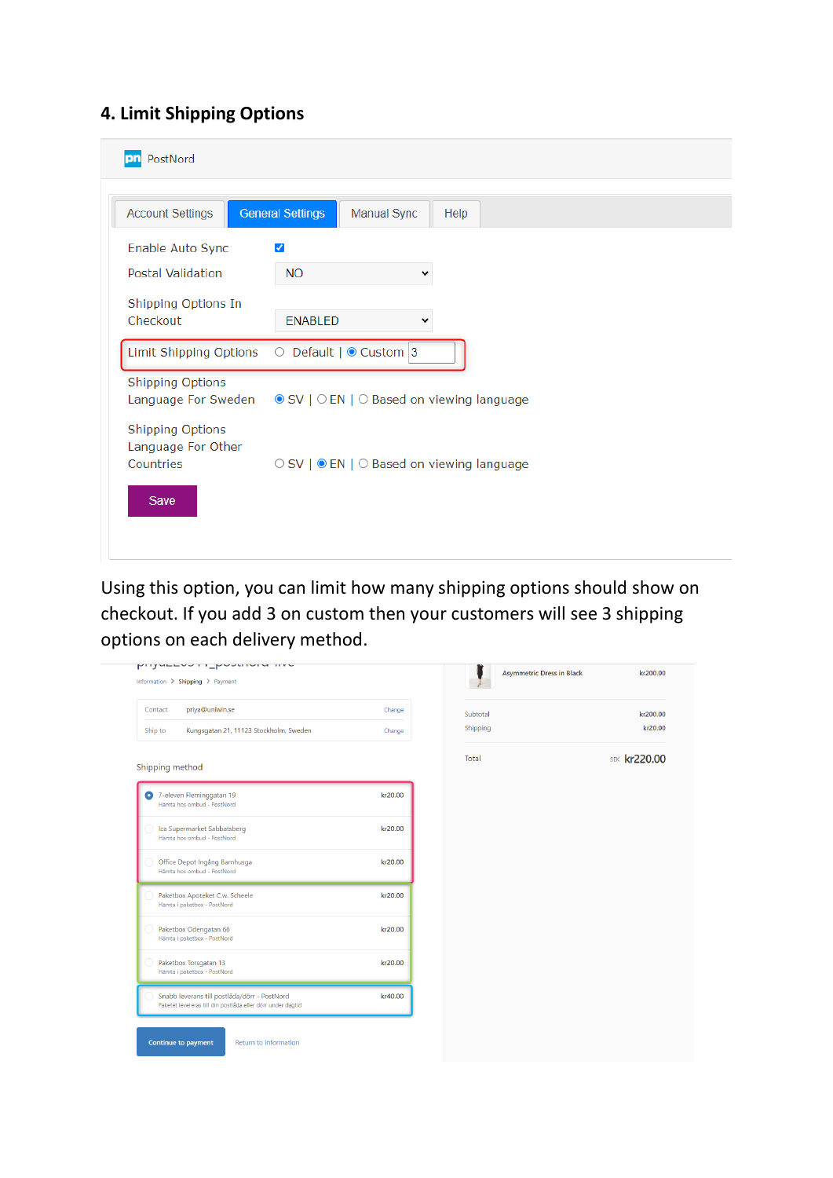## 4. Limit Shipping Options

PostNord

Account Settings | General Settings | Manual Sync | Help

Enable Auto Sync ☑

Postal Validation: NO

Shipping Options In Checkout: ENABLED

Limit Shipping Options ○ Default | ◉ Custom 3

Shipping Options Language For Sweden ◉ SV | ○ EN | ○ Based on viewing language

Shipping Options Language For Other Countries ○ SV | ◉ EN | ○ Based on viewing language

Save

Using this option, you can limit how many shipping options should show on checkout. If you add 3 on custom then your customers will see 3 shipping options on each delivery method.

Information > Shipping > Payment

| | | |
|---|---|---|
| Contact | priya@uniwin.se | Change |
| Ship to | Kungsgatan 21, 11123 Stockholm, Sweden | Change |

Shipping method

| Option | Price |
|---|---|
| 7-eleven Fleminggatan 19 – Hämta hos ombud - PostNord | kr20.00 |
| Ica Supermarket Sabbatsberg – Hämta hos ombud - PostNord | kr20.00 |
| Office Depot Ingång Barnhusga – Hämta hos ombud - PostNord | kr20.00 |
| Paketbox Apoteket C.w. Scheele – Hämta i paketbox - PostNord | kr20.00 |
| Paketbox Odengatan 66 – Hämta i paketbox - PostNord | kr20.00 |
| Paketbox Torsgatan 13 – Hämta i paketbox - PostNord | kr20.00 |
| Snabb leverans till postlåda/dörr - PostNord – Paketet levereras till din postlåda eller dörr under dagtid | kr40.00 |

Continue to payment | Return to information

| | |
|---|---|
| Asymmetric Dress in Black | kr200.00 |
| Subtotal | kr200.00 |
| Shipping | kr20.00 |
| Total | SEK kr220.00 |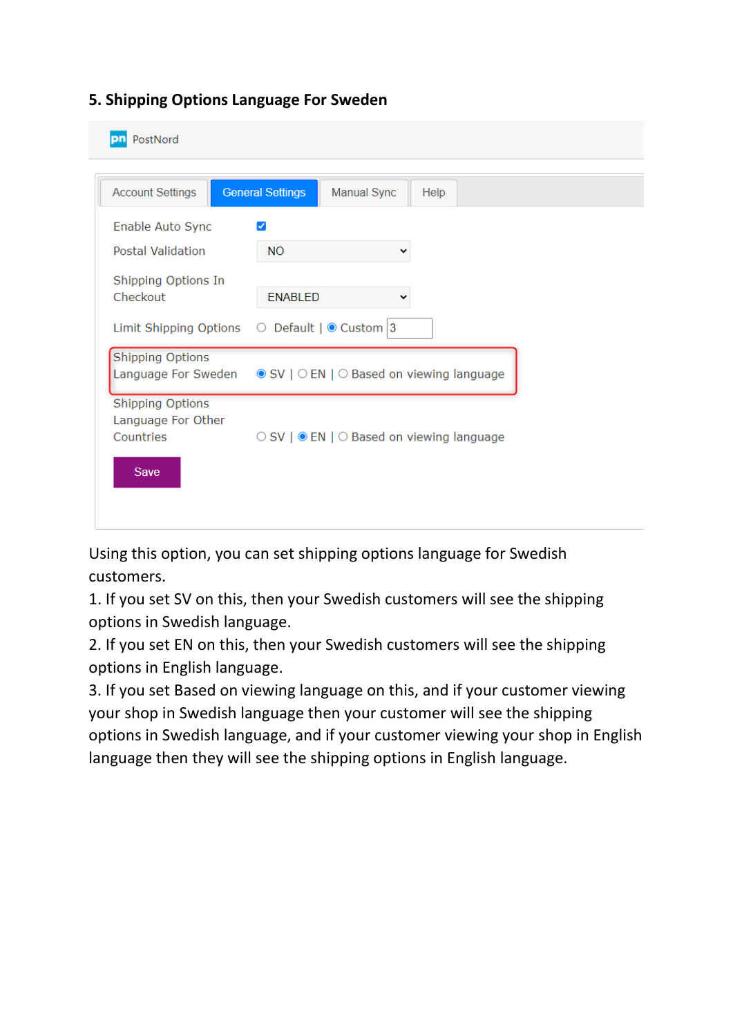## 5. Shipping Options Language For Sweden

Using this option, you can set shipping options language for Swedish customers.

1. If you set SV on this, then your Swedish customers will see the shipping options in Swedish language.
2. If you set EN on this, then your Swedish customers will see the shipping options in English language.
3. If you set Based on viewing language on this, and if your customer viewing your shop in Swedish language then your customer will see the shipping options in Swedish language, and if your customer viewing your shop in English language then they will see the shipping options in English language.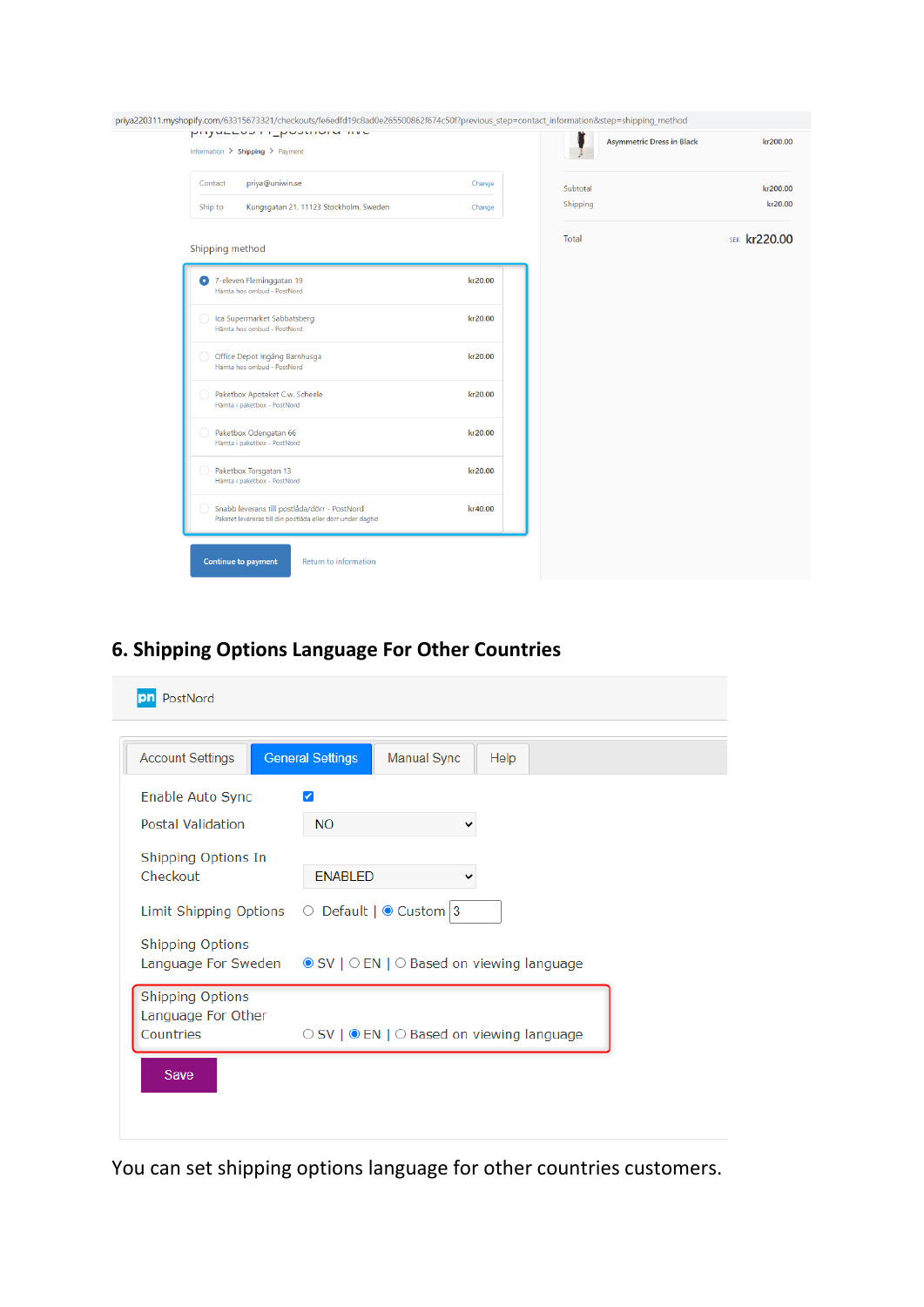priya220311.myshopify.com/63315673321/checkouts/fe6edfd19c8ad0e265500862f674c50f?previous_step=contact_information&step=shipping_method

Information > Shipping > Payment

| | | |
|---|---|---|
| Contact | priya@uniwin.se | Change |
| Ship to | Kungsgatan 21, 11123 Stockholm, Sweden | Change |

Shipping method

| Option | Price |
|---|---|
| 7-eleven Fleminggatan 19<br>Hämta hos ombud - PostNord | kr20.00 |
| Ica Supermarket Sabbatsberg<br>Hämta hos ombud - PostNord | kr20.00 |
| Office Depot Ingång Barnhusga<br>Hämta hos ombud - PostNord | kr20.00 |
| Paketbox Apoteket C.w. Scheele<br>Hämta i paketbox - PostNord | kr20.00 |
| Paketbox Odengatan 66<br>Hämta i paketbox - PostNord | kr20.00 |
| Paketbox Torsgatan 13<br>Hämta i paketbox - PostNord | kr20.00 |
| Snabb leverans till postlåda/dörr - PostNord<br>Paketet levereras till din postlåda eller dörr under dagtid | kr40.00 |

Continue to payment | Return to information

| | |
|---|---|
| Asymmetric Dress in Black | kr200.00 |
| Subtotal | kr200.00 |
| Shipping | kr20.00 |
| Total | SEK kr220.00 |

## 6. Shipping Options Language For Other Countries

PostNord

Account Settings | General Settings | Manual Sync | Help

| | |
|---|---|
| Enable Auto Sync | ☑ |
| Postal Validation | NO |
| Shipping Options In Checkout | ENABLED |
| Limit Shipping Options | ○ Default \| ◉ Custom 3 |
| Shipping Options Language For Sweden | ◉ SV \| ○ EN \| ○ Based on viewing language |
| Shipping Options Language For Other Countries | ○ SV \| ◉ EN \| ○ Based on viewing language |

Save

You can set shipping options language for other countries customers.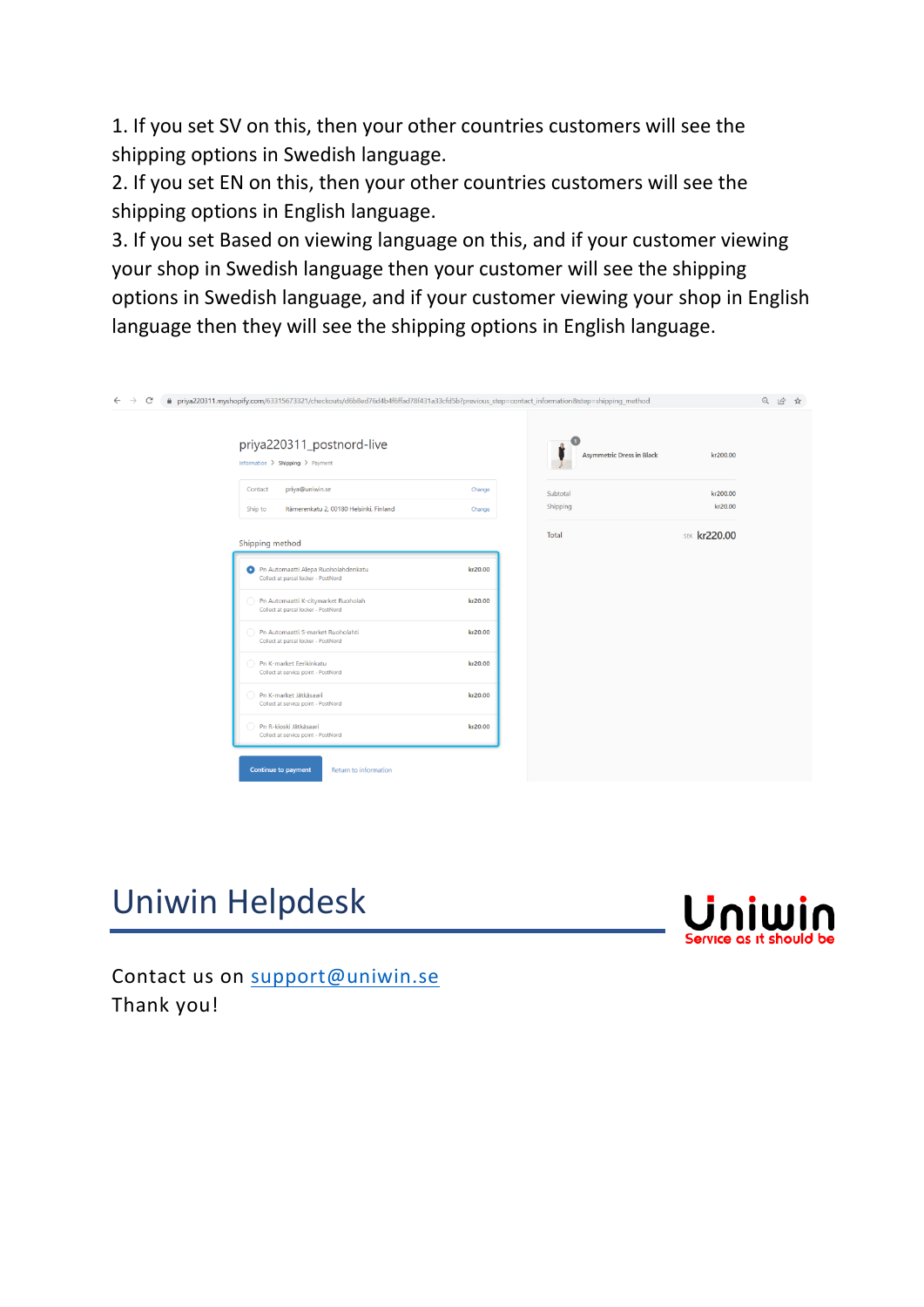1. If you set SV on this, then your other countries customers will see the shipping options in Swedish language.
2. If you set EN on this, then your other countries customers will see the shipping options in English language.
3. If you set Based on viewing language on this, and if your customer viewing your shop in Swedish language then your customer will see the shipping options in Swedish language, and if your customer viewing your shop in English language then they will see the shipping options in English language.

# Uniwin Helpdesk

Contact us on support@uniwin.se
Thank you!